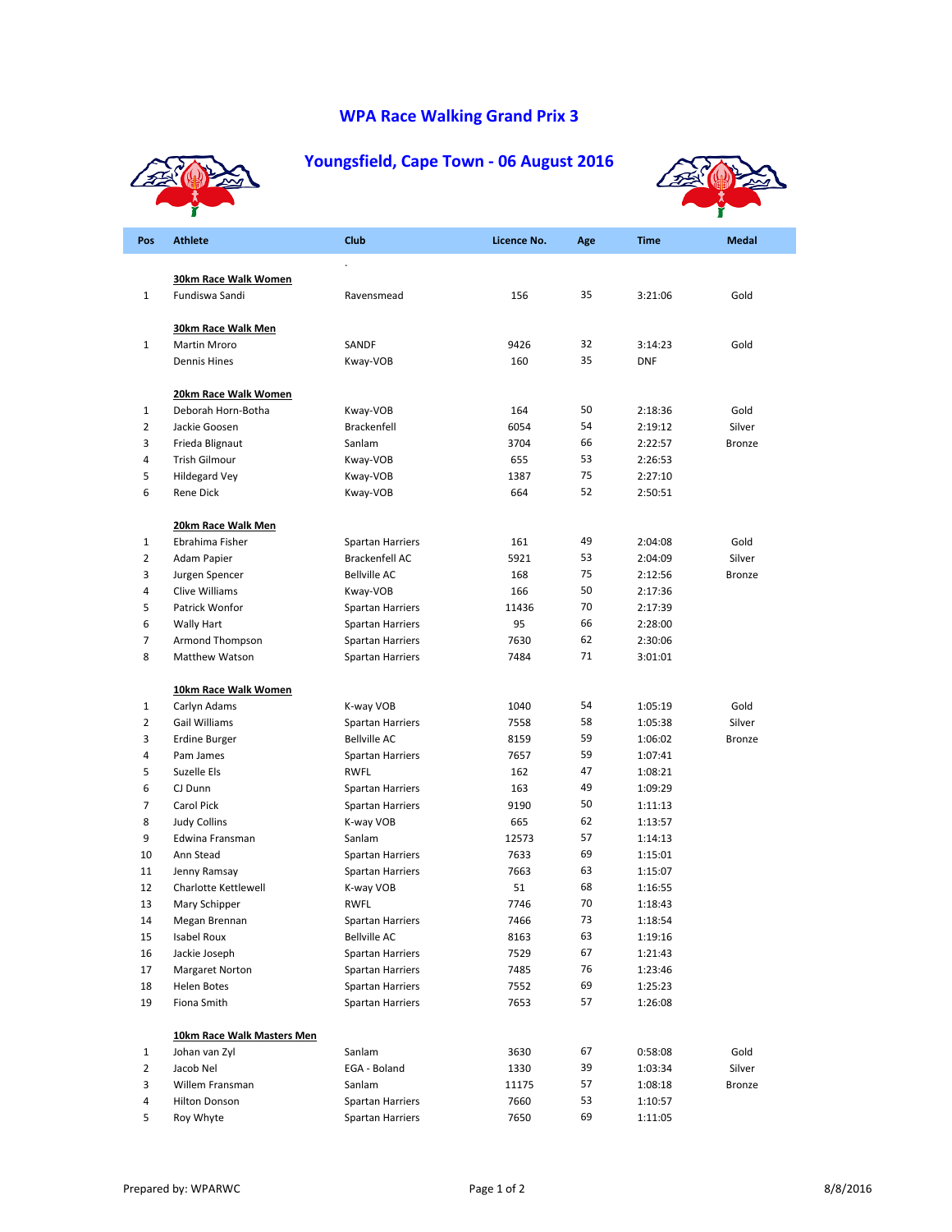# WPA Race Walking Grand Prix 3

## Youngsfield, Cape Town - 06 August 2016

| Pos | Athlete | Club | Licence No. | Age | Time | Medal |
|---|---|---|---|---|---|---|
| | **30km Race Walk Women** | | | | | |
| 1 | Fundiswa Sandi | Ravensmead | 156 | 35 | 3:21:06 | Gold |
| | **30km Race Walk Men** | | | | | |
| 1 | Martin Mroro | SANDF | 9426 | 32 | 3:14:23 | Gold |
| | Dennis Hines | Kway-VOB | 160 | 35 | DNF | |
| | **20km Race Walk Women** | | | | | |
| 1 | Deborah Horn-Botha | Kway-VOB | 164 | 50 | 2:18:36 | Gold |
| 2 | Jackie Goosen | Brackenfell | 6054 | 54 | 2:19:12 | Silver |
| 3 | Frieda Blignaut | Sanlam | 3704 | 66 | 2:22:57 | Bronze |
| 4 | Trish Gilmour | Kway-VOB | 655 | 53 | 2:26:53 | |
| 5 | Hildegard Vey | Kway-VOB | 1387 | 75 | 2:27:10 | |
| 6 | Rene Dick | Kway-VOB | 664 | 52 | 2:50:51 | |
| | **20km Race Walk Men** | | | | | |
| 1 | Ebrahima Fisher | Spartan Harriers | 161 | 49 | 2:04:08 | Gold |
| 2 | Adam Papier | Brackenfell AC | 5921 | 53 | 2:04:09 | Silver |
| 3 | Jurgen Spencer | Bellville AC | 168 | 75 | 2:12:56 | Bronze |
| 4 | Clive Williams | Kway-VOB | 166 | 50 | 2:17:36 | |
| 5 | Patrick Wonfor | Spartan Harriers | 11436 | 70 | 2:17:39 | |
| 6 | Wally Hart | Spartan Harriers | 95 | 66 | 2:28:00 | |
| 7 | Armond Thompson | Spartan Harriers | 7630 | 62 | 2:30:06 | |
| 8 | Matthew Watson | Spartan Harriers | 7484 | 71 | 3:01:01 | |
| | **10km Race Walk Women** | | | | | |
| 1 | Carlyn Adams | K-way VOB | 1040 | 54 | 1:05:19 | Gold |
| 2 | Gail Williams | Spartan Harriers | 7558 | 58 | 1:05:38 | Silver |
| 3 | Erdine Burger | Bellville AC | 8159 | 59 | 1:06:02 | Bronze |
| 4 | Pam James | Spartan Harriers | 7657 | 59 | 1:07:41 | |
| 5 | Suzelle Els | RWFL | 162 | 47 | 1:08:21 | |
| 6 | CJ Dunn | Spartan Harriers | 163 | 49 | 1:09:29 | |
| 7 | Carol Pick | Spartan Harriers | 9190 | 50 | 1:11:13 | |
| 8 | Judy Collins | K-way VOB | 665 | 62 | 1:13:57 | |
| 9 | Edwina Fransman | Sanlam | 12573 | 57 | 1:14:13 | |
| 10 | Ann Stead | Spartan Harriers | 7633 | 69 | 1:15:01 | |
| 11 | Jenny Ramsay | Spartan Harriers | 7663 | 63 | 1:15:07 | |
| 12 | Charlotte Kettlewell | K-way VOB | 51 | 68 | 1:16:55 | |
| 13 | Mary Schipper | RWFL | 7746 | 70 | 1:18:43 | |
| 14 | Megan Brennan | Spartan Harriers | 7466 | 73 | 1:18:54 | |
| 15 | Isabel Roux | Bellville AC | 8163 | 63 | 1:19:16 | |
| 16 | Jackie Joseph | Spartan Harriers | 7529 | 67 | 1:21:43 | |
| 17 | Margaret Norton | Spartan Harriers | 7485 | 76 | 1:23:46 | |
| 18 | Helen Botes | Spartan Harriers | 7552 | 69 | 1:25:23 | |
| 19 | Fiona Smith | Spartan Harriers | 7653 | 57 | 1:26:08 | |
| | **10km Race Walk Masters Men** | | | | | |
| 1 | Johan van Zyl | Sanlam | 3630 | 67 | 0:58:08 | Gold |
| 2 | Jacob Nel | EGA - Boland | 1330 | 39 | 1:03:34 | Silver |
| 3 | Willem Fransman | Sanlam | 11175 | 57 | 1:08:18 | Bronze |
| 4 | Hilton Donson | Spartan Harriers | 7660 | 53 | 1:10:57 | |
| 5 | Roy Whyte | Spartan Harriers | 7650 | 69 | 1:11:05 | |

Prepared by: WPARWC

8/8/2016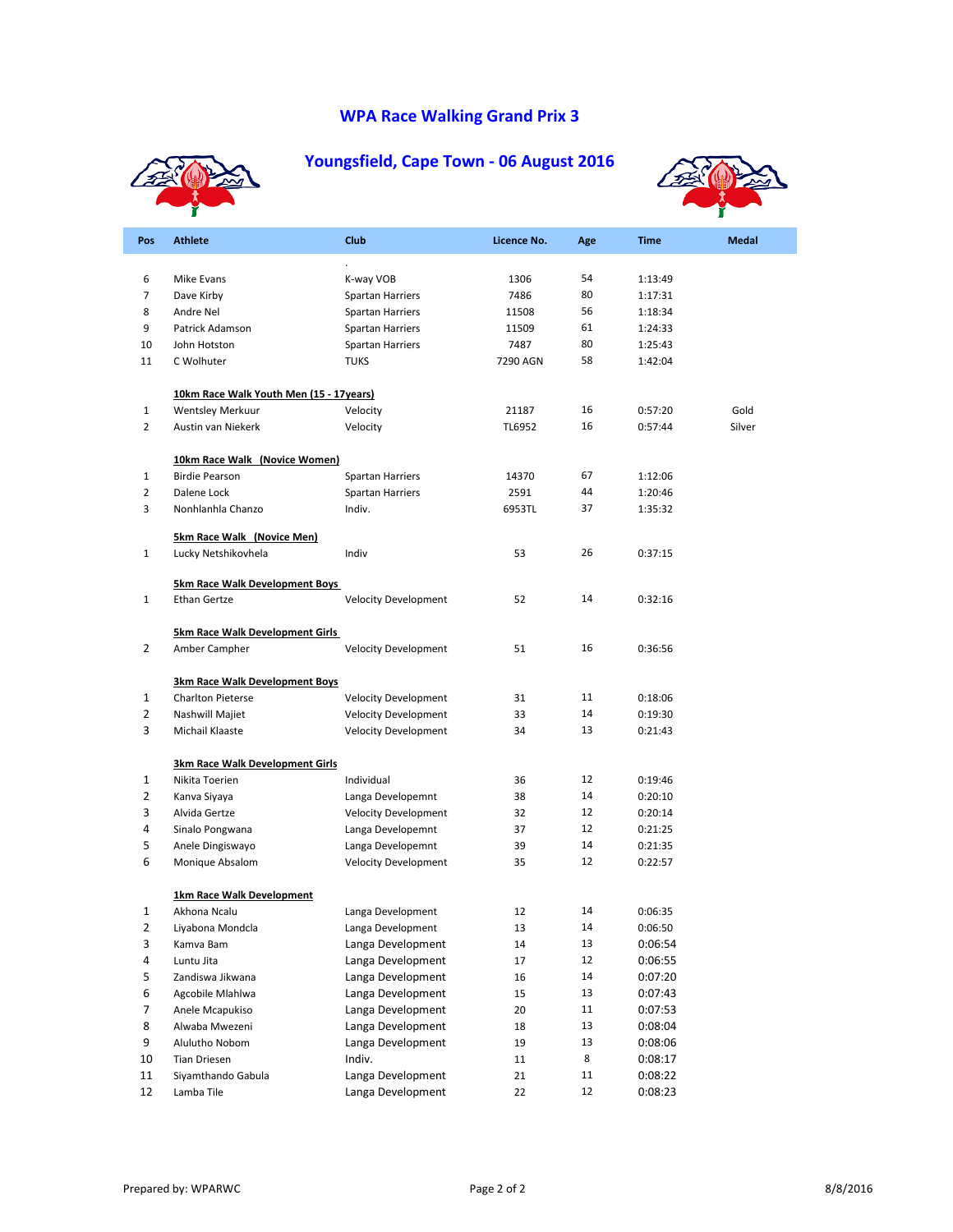# WPA Race Walking Grand Prix 3

## Youngsfield, Cape Town - 06 August 2016

| Pos | Athlete | Club | Licence No. | Age | Time | Medal |
|---|---|---|---|---|---|---|
| | | . | | | | |
| 6 | Mike Evans | K-way VOB | 1306 | 54 | 1:13:49 | |
| 7 | Dave Kirby | Spartan Harriers | 7486 | 80 | 1:17:31 | |
| 8 | Andre Nel | Spartan Harriers | 11508 | 56 | 1:18:34 | |
| 9 | Patrick Adamson | Spartan Harriers | 11509 | 61 | 1:24:33 | |
| 10 | John Hotston | Spartan Harriers | 7487 | 80 | 1:25:43 | |
| 11 | C Wolhuter | TUKS | 7290 AGN | 58 | 1:42:04 | |
| | **10km Race Walk Youth Men (15 - 17years)** | | | | | |
| 1 | Wentsley Merkuur | Velocity | 21187 | 16 | 0:57:20 | Gold |
| 2 | Austin van Niekerk | Velocity | TL6952 | 16 | 0:57:44 | Silver |
| | **10km Race Walk (Novice Women)** | | | | | |
| 1 | Birdie Pearson | Spartan Harriers | 14370 | 67 | 1:12:06 | |
| 2 | Dalene Lock | Spartan Harriers | 2591 | 44 | 1:20:46 | |
| 3 | Nonhlanhla Chanzo | Indiv. | 6953TL | 37 | 1:35:32 | |
| | **5km Race Walk (Novice Men)** | | | | | |
| 1 | Lucky Netshikovhela | Indiv | 53 | 26 | 0:37:15 | |
| | **5km Race Walk Development Boys** | | | | | |
| 1 | Ethan Gertze | Velocity Development | 52 | 14 | 0:32:16 | |
| | **5km Race Walk Development Girls** | | | | | |
| 2 | Amber Campher | Velocity Development | 51 | 16 | 0:36:56 | |
| | **3km Race Walk Development Boys** | | | | | |
| 1 | Charlton Pieterse | Velocity Development | 31 | 11 | 0:18:06 | |
| 2 | Nashwill Majiet | Velocity Development | 33 | 14 | 0:19:30 | |
| 3 | Michail Klaaste | Velocity Development | 34 | 13 | 0:21:43 | |
| | **3km Race Walk Development Girls** | | | | | |
| 1 | Nikita Toerien | Individual | 36 | 12 | 0:19:46 | |
| 2 | Kanva Siyaya | Langa Developemnt | 38 | 14 | 0:20:10 | |
| 3 | Alvida Gertze | Velocity Development | 32 | 12 | 0:20:14 | |
| 4 | Sinalo Pongwana | Langa Developemnt | 37 | 12 | 0:21:25 | |
| 5 | Anele Dingiswayo | Langa Developemnt | 39 | 14 | 0:21:35 | |
| 6 | Monique Absalom | Velocity Development | 35 | 12 | 0:22:57 | |
| | **1km Race Walk Development** | | | | | |
| 1 | Akhona Ncalu | Langa Development | 12 | 14 | 0:06:35 | |
| 2 | Liyabona Mondcla | Langa Development | 13 | 14 | 0:06:50 | |
| 3 | Kamva Bam | Langa Development | 14 | 13 | 0:06:54 | |
| 4 | Luntu Jita | Langa Development | 17 | 12 | 0:06:55 | |
| 5 | Zandiswa Jikwana | Langa Development | 16 | 14 | 0:07:20 | |
| 6 | Agcobile Mlahlwa | Langa Development | 15 | 13 | 0:07:43 | |
| 7 | Anele Mcapukiso | Langa Development | 20 | 11 | 0:07:53 | |
| 8 | Alwaba Mwezeni | Langa Development | 18 | 13 | 0:08:04 | |
| 9 | Alulutho Nobom | Langa Development | 19 | 13 | 0:08:06 | |
| 10 | Tian Driesen | Indiv. | 11 | 8 | 0:08:17 | |
| 11 | Siyamthando Gabula | Langa Development | 21 | 11 | 0:08:22 | |
| 12 | Lamba Tile | Langa Development | 22 | 12 | 0:08:23 | |

Prepared by: WPARWC

8/8/2016